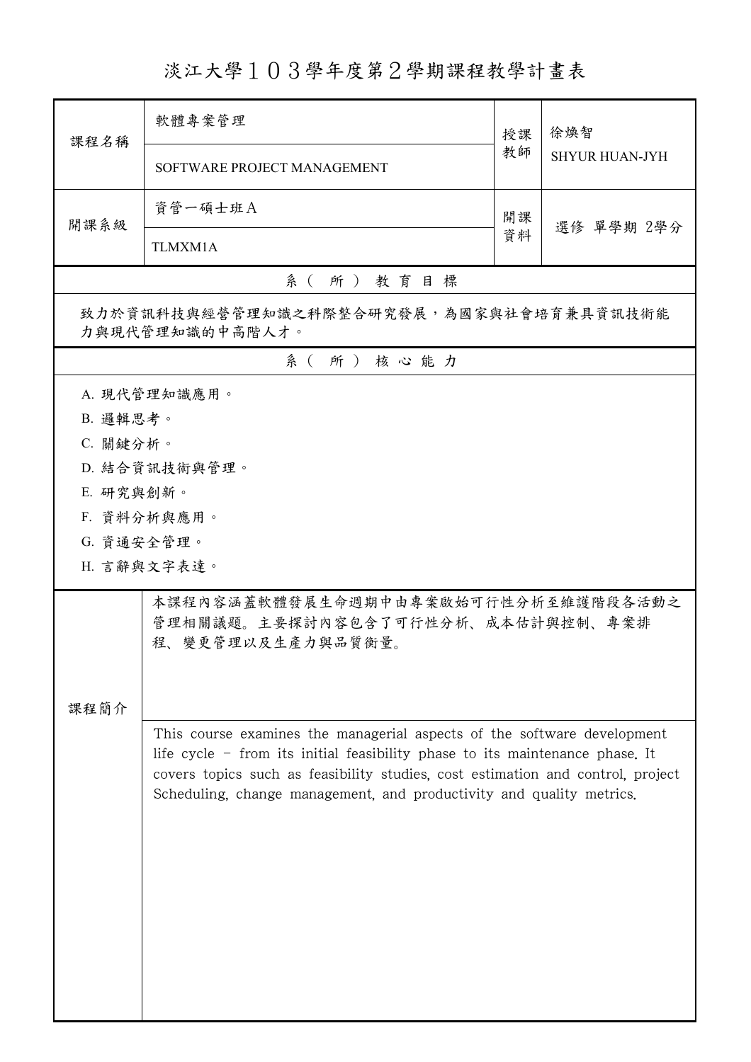# 淡江大學１０３學年度第２學期課程教學計畫表

| 課程名稱 | 軟體專案管理<br>SOFTWARE PROJECT MANAGEMENT | 授課教師 | 徐煥智<br>SHYUR HUAN-JYH |
|---|---|---|---|
| 開課系級 | 資管一碩士班Ａ<br>TLMXM1A | 開課資料 | 選修 單學期 2學分 |

## 系（所）教育目標

致力於資訊科技與經營管理知識之科際整合研究發展，為國家與社會培育兼具資訊技術能力與現代管理知識的中高階人才。

## 系（所）核心能力

A. 現代管理知識應用。
B. 邏輯思考。
C. 關鍵分析。
D. 結合資訊技術與管理。
E. 研究與創新。
F. 資料分析與應用。
G. 資通安全管理。
H. 言辭與文字表達。

## 課程簡介

本課程內容涵蓋軟體發展生命週期中由專案啟始可行性分析至維護階段各活動之管理相關議題。主要探討內容包含了可行性分析、成本估計與控制、專案排程、變更管理以及生產力與品質衡量。

This course examines the managerial aspects of the software development life cycle - from its initial feasibility phase to its maintenance phase. It covers topics such as feasibility studies, cost estimation and control, project Scheduling, change management, and productivity and quality metrics.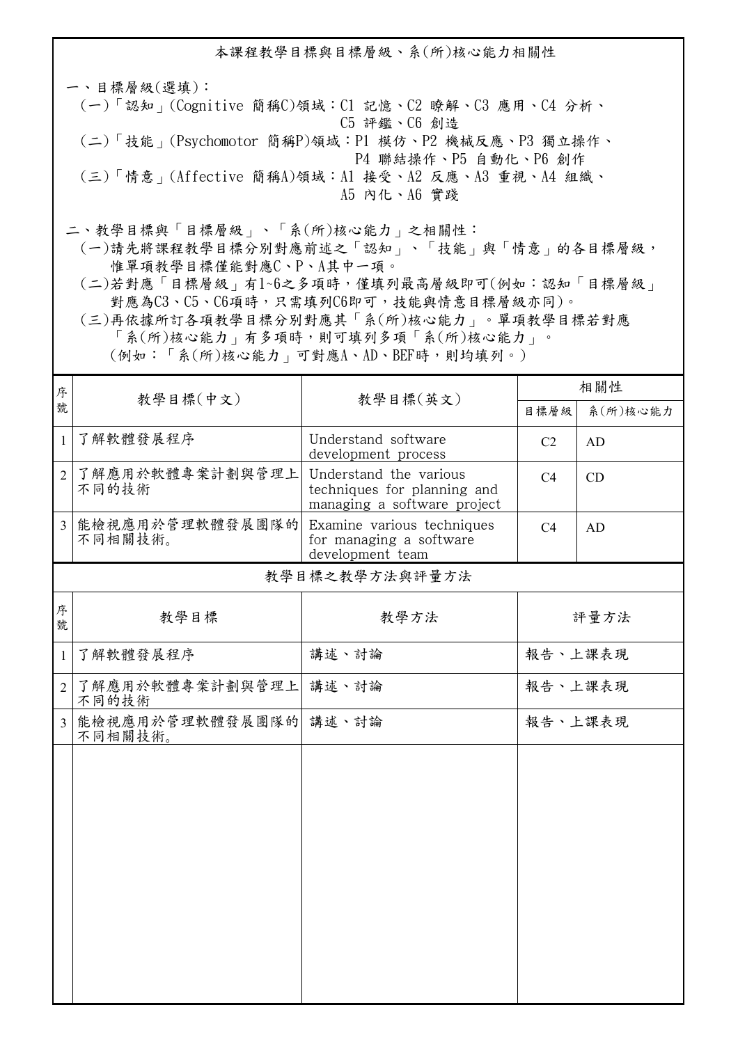## 本課程教學目標與目標層級、系(所)核心能力相關性

一、目標層級(選填)：

(一)「認知」(Cognitive 簡稱C)領域：C1 記憶、C2 瞭解、C3 應用、C4 分析、C5 評鑑、C6 創造

(二)「技能」(Psychomotor 簡稱P)領域：P1 模仿、P2 機械反應、P3 獨立操作、P4 聯結操作、P5 自動化、P6 創作

(三)「情意」(Affective 簡稱A)領域：A1 接受、A2 反應、A3 重視、A4 組織、A5 內化、A6 實踐

二、教學目標與「目標層級」、「系(所)核心能力」之相關性：

(一)請先將課程教學目標分別對應前述之「認知」、「技能」與「情意」的各目標層級，惟單項教學目標僅能對應C、P、A其中一項。

(二)若對應「目標層級」有1~6之多項時，僅填列最高層級即可(例如：認知「目標層級」對應為C3、C5、C6項時，只需填列C6即可，技能與情意目標層級亦同)。

(三)再依據所訂各項教學目標分別對應其「系(所)核心能力」。單項教學目標若對應「系(所)核心能力」有多項時，則可填列多項「系(所)核心能力」。(例如：「系(所)核心能力」可對應A、AD、BEF時，則均填列。)

| 序號 | 教學目標(中文) | 教學目標(英文) | 相關性 | |
|---|---|---|---|---|
| | | | 目標層級 | 系(所)核心能力 |
| 1 | 了解軟體發展程序 | Understand software development process | C2 | AD |
| 2 | 了解應用於軟體專案計劃與管理上不同的技術 | Understand the various techniques for planning and managing a software project | C4 | CD |
| 3 | 能檢視應用於管理軟體發展團隊的不同相關技術。 | Examine various techniques for managing a software development team | C4 | AD |

## 教學目標之教學方法與評量方法

| 序號 | 教學目標 | 教學方法 | 評量方法 |
|---|---|---|---|
| 1 | 了解軟體發展程序 | 講述、討論 | 報告、上課表現 |
| 2 | 了解應用於軟體專案計劃與管理上不同的技術 | 講述、討論 | 報告、上課表現 |
| 3 | 能檢視應用於管理軟體發展團隊的不同相關技術。 | 講述、討論 | 報告、上課表現 |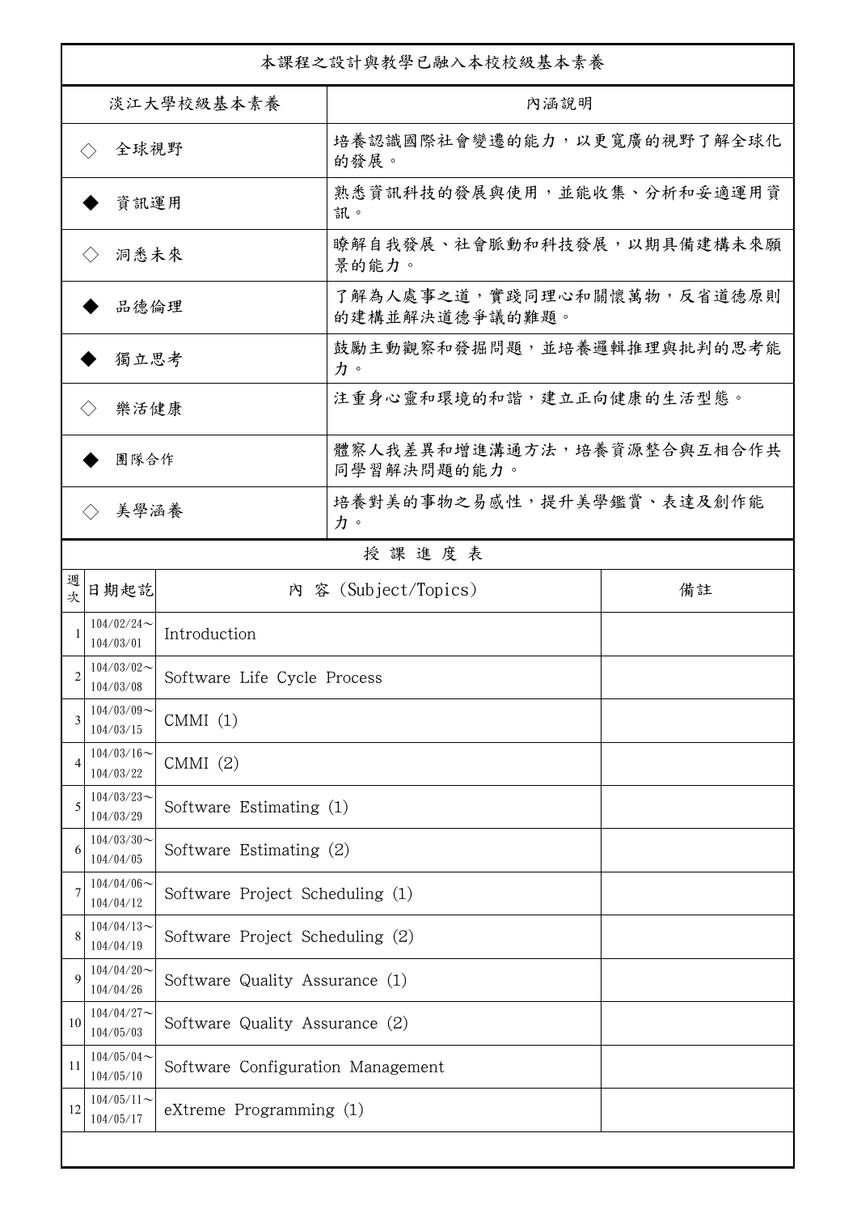本課程之設計與教學已融入本校校級基本素養

| 淡江大學校級基本素養 | 內涵說明 |
| --- | --- |
| ◇ 全球視野 | 培養認識國際社會變遷的能力，以更寬廣的視野了解全球化的發展。 |
| ◆ 資訊運用 | 熟悉資訊科技的發展與使用，並能收集、分析和妥適運用資訊。 |
| ◇ 洞悉未來 | 瞭解自我發展、社會脈動和科技發展，以期具備建構未來願景的能力。 |
| ◆ 品德倫理 | 了解為人處事之道，實踐同理心和關懷萬物，反省道德原則的建構並解決道德爭議的難題。 |
| ◆ 獨立思考 | 鼓勵主動觀察和發掘問題，並培養邏輯推理與批判的思考能力。 |
| ◇ 樂活健康 | 注重身心靈和環境的和諧，建立正向健康的生活型態。 |
| ◆ 團隊合作 | 體察人我差異和增進溝通方法，培養資源整合與互相合作共同學習解決問題的能力。 |
| ◇ 美學涵養 | 培養對美的事物之易感性，提升美學鑑賞、表達及創作能力。 |

授課進度表

| 週次 | 日期起訖 | 內 容 (Subject/Topics) | 備註 |
| --- | --- | --- | --- |
| 1 | 104/02/24～104/03/01 | Introduction | |
| 2 | 104/03/02～104/03/08 | Software Life Cycle Process | |
| 3 | 104/03/09～104/03/15 | CMMI (1) | |
| 4 | 104/03/16～104/03/22 | CMMI (2) | |
| 5 | 104/03/23～104/03/29 | Software Estimating (1) | |
| 6 | 104/03/30～104/04/05 | Software Estimating (2) | |
| 7 | 104/04/06～104/04/12 | Software Project Scheduling (1) | |
| 8 | 104/04/13～104/04/19 | Software Project Scheduling (2) | |
| 9 | 104/04/20～104/04/26 | Software Quality Assurance (1) | |
| 10 | 104/04/27～104/05/03 | Software Quality Assurance (2) | |
| 11 | 104/05/04～104/05/10 | Software Configuration Management | |
| 12 | 104/05/11～104/05/17 | eXtreme Programming (1) | |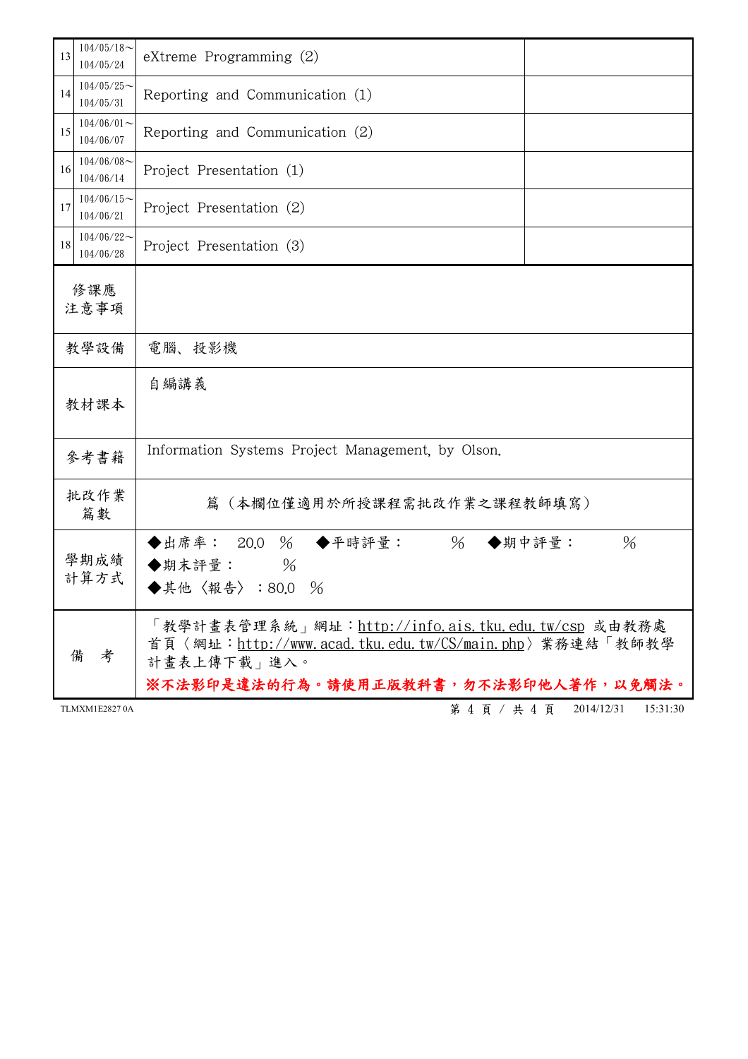| | | | |
|---|---|---|---|
| 13 | 104/05/18～104/05/24 | eXtreme Programming (2) | |
| 14 | 104/05/25～104/05/31 | Reporting and Communication (1) | |
| 15 | 104/06/01～104/06/07 | Reporting and Communication (2) | |
| 16 | 104/06/08～104/06/14 | Project Presentation (1) | |
| 17 | 104/06/15～104/06/21 | Project Presentation (2) | |
| 18 | 104/06/22～104/06/28 | Project Presentation (3) | |

| | |
|---|---|
| 修課應注意事項 | |
| 教學設備 | 電腦、投影機 |
| 教材課本 | 自編講義 |
| 參考書籍 | Information Systems Project Management, by Olson. |
| 批改作業篇數 | 篇（本欄位僅適用於所授課程需批改作業之課程教師填寫） |
| 學期成績計算方式 | ◆出席率： 20.0 ％ ◆平時評量： ％ ◆期中評量： ％<br>◆期末評量： ％<br>◆其他〈報告〉：80.0 ％ |
| 備　考 | 「教學計畫表管理系統」網址：http://info.ais.tku.edu.tw/csp 或由教務處首頁〈網址：http://www.acad.tku.edu.tw/CS/main.php〉業務連結「教師教學計畫表上傳下載」進入。<br>**※不法影印是違法的行為。請使用正版教科書，勿不法影印他人著作，以免觸法。** |

TLMXM1E2827 0A　　2014/12/31　15:31:30